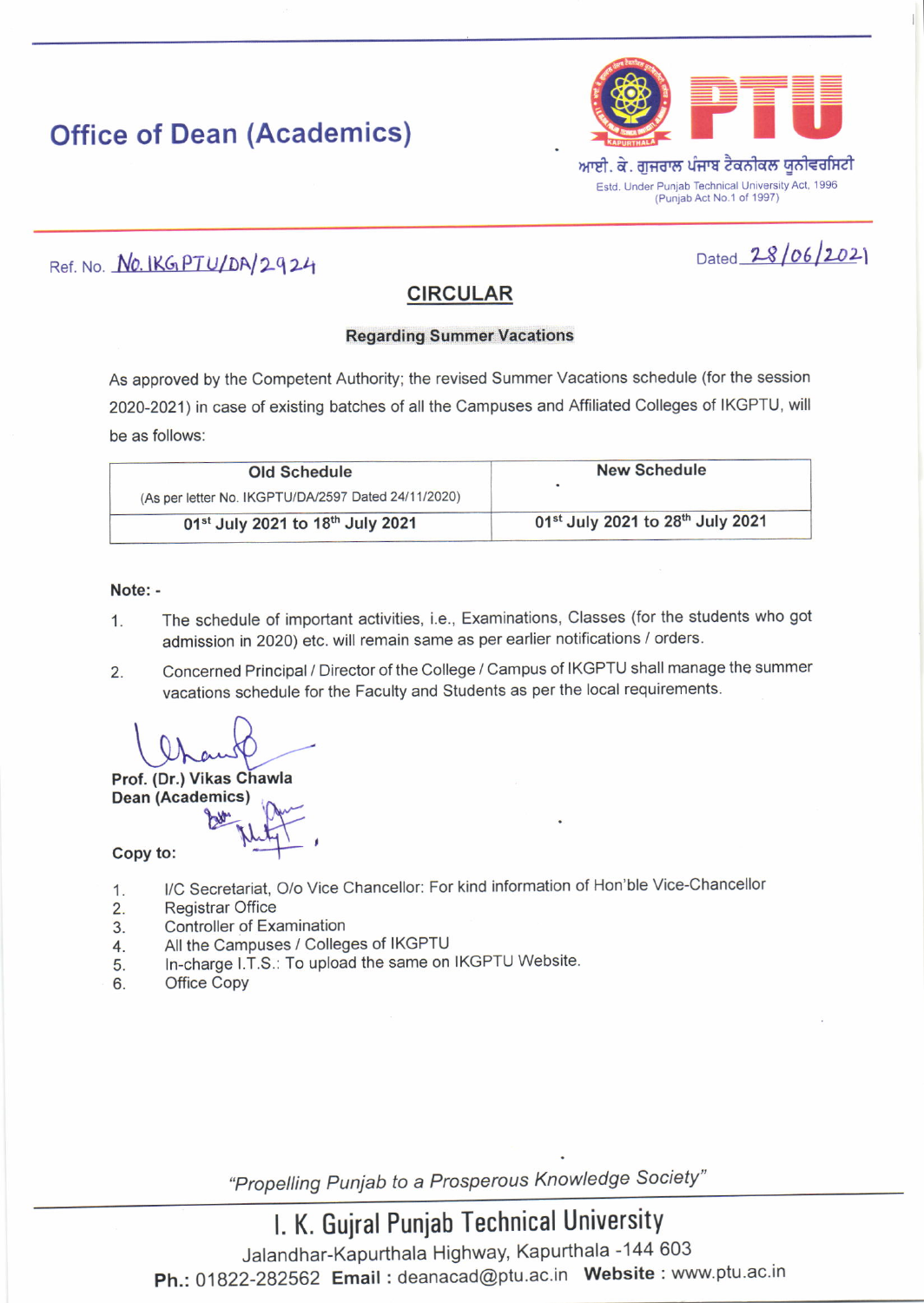# Office of Den (Academics)

ਆਈ. ਕੇ. ਗੁਜਰਾਲ ਪੰਜਾਬ ਟੈਕਨੀਕਲ ਯੂਨੀਵਰਸਿਟੀ

Estd. Under Punjab Technical University Act, 1996 (Punjab Act No.1 of 1997)

Ref. No. No. IKGPTU/DA/2924

Dated 28/06/2021

## CIRCULAR

### Regarding Summer Vacations

As approved by the Competent Authority; the revised Summer Vacations schedule (for the session 2020-2021) in case of existing batches of all the Campuses and Affiliated Colleges of IKGPTU, will be as follows:

| Old Schedule (As per letter No. IKGPTU/DA/2597 Dated 24/11/2020) | New Schedule |
|---|---|
| **01st July 2021 to 18th July 2021** | **01st July 2021 to 28th July 2021** |

**Note: -**

1. The schedule of important activities, i.e., Examinations, Classes (for the students who got admission in 2020) etc. will remain same as per earlier notifications / orders.
2. Concerned Principal / Director of the College / Campus of IKGPTU shall manage the summer vacations schedule for the Faculty and Students as per the local requirements.

**Prof. (Dr.) Vikas Chawla**
**Dean (Academics)**

**Copy to:**

1. I/C Secretariat, O/o Vice Chancellor: For kind information of Hon'ble Vice-Chancellor
2. Registrar Office
3. Controller of Examination
4. All the Campuses / Colleges of IKGPTU
5. In-charge I.T.S.: To upload the same on IKGPTU Website.
6. Office Copy

*"Propelling Punjab to a Prosperous Knowledge Society"*

**I. K. Gujral Punjab Technical University**

Jalandhar-Kapurthala Highway, Kapurthala -144 603

**Ph.:** 01822-282562 **Email :** deanacad@ptu.ac.in **Website :** www.ptu.ac.in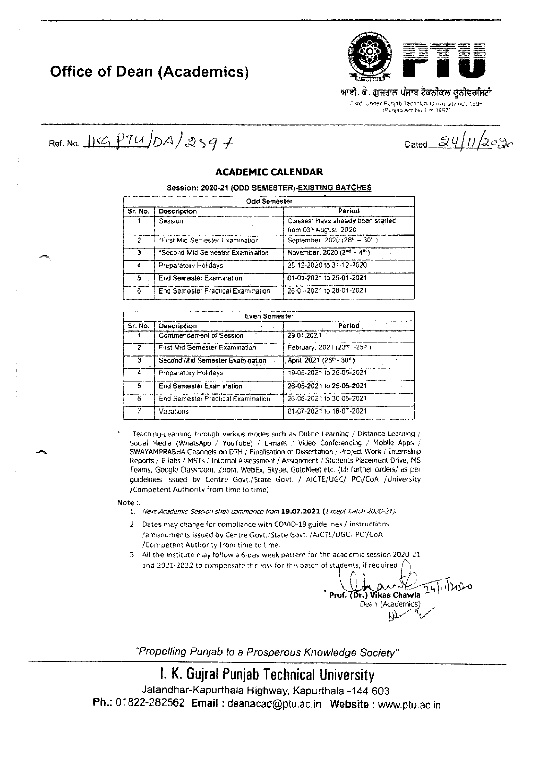# Office of Dean (Academics)

ਆਈ. ਕੇ. ਗੁਜਰਾਲ ਪੰਜਾਬ ਟੈਕਨੀਕਲ ਯੂਨੀਵਰਸਿਟੀ

Estd. Under Punjab Technical University Act, 1996 (Punjab Act No 1 of 1997)

Ref. No. IKG PTU/DA/2597

Dated 24/11/2020

## ACADEMIC CALENDAR

### Session: 2020-21 (ODD SEMESTER)-EXISTING BATCHES

| Odd Semester | | |
|---|---|---|
| **Sr. No.** | **Description** | **Period** |
| 1 | Session | Classes* have already been started from 03rd August, 2020 |
| 2 | *First Mid Semester Examination | September, 2020 (28th – 30th) |
| 3 | *Second Mid Semester Examination | November, 2020 (2nd – 4th) |
| 4 | Preparatory Holidays | 25-12-2020 to 31-12-2020 |
| 5 | End Semester Examination | 01-01-2021 to 25-01-2021 |
| 6 | End Semester Practical Examination | 26-01-2021 to 28-01-2021 |

| Even Semester | | |
|---|---|---|
| **Sr. No.** | **Description** | **Period** |
| 1 | Commencement of Session | 29.01.2021 |
| 2 | First Mid Semester Examination | February, 2021 (23rd -25th) |
| 3 | Second Mid Semester Examination | April, 2021 (28th - 30th) |
| 4 | Preparatory Holidays | 19-05-2021 to 25-05-2021 |
| 5 | End Semester Examination | 26-05-2021 to 25-06-2021 |
| 6 | End Semester Practical Examination | 26-06-2021 to 30-06-2021 |
| 7 | Vacations | 01-07-2021 to 18-07-2021 |

\* Teaching-Learning through various modes such as Online Learning / Distance Learning / Social Media (WhatsApp / YouTube) / E-mails / Video Conferencing / Mobile Apps / SWAYAMPRABHA Channels on DTH / Finalisation of Dissertation / Project Work / Internship Reports / E-labs / MSTs / Internal Assessment / Assignment / Students Placement Drive, MS Teams, Google Classroom, Zoom, WebEx, Skype, GotoMeet etc. (till further orders/ as per guidelines issued by Centre Govt./State Govt. / AICTE/UGC/ PCI/CoA /University /Competent Authority from time to time).

Note :.

1. *Next Academic Session shall commence from* **19.07.2021** *(Except batch 2020-21).*
2. Dates may change for compliance with COVID-19 guidelines / instructions /amendments issued by Centre Govt./State Govt. /AICTE/UGC/ PCI/CoA /Competent Authority from time to time.
3. All the Institute may follow a 6-day week pattern for the academic session 2020-21 and 2021-2022 to compensate the loss for this batch of students, if required.

24/11/2020

**Prof. (Dr.) Vikas Chawla**
Dean (Academics)

*"Propelling Punjab to a Prosperous Knowledge Society"*

## I. K. Gujral Punjab Technical University

Jalandhar-Kapurthala Highway, Kapurthala -144 603

**Ph.:** 01822-282562 **Email :** deanacad@ptu.ac.in **Website :** www.ptu.ac.in